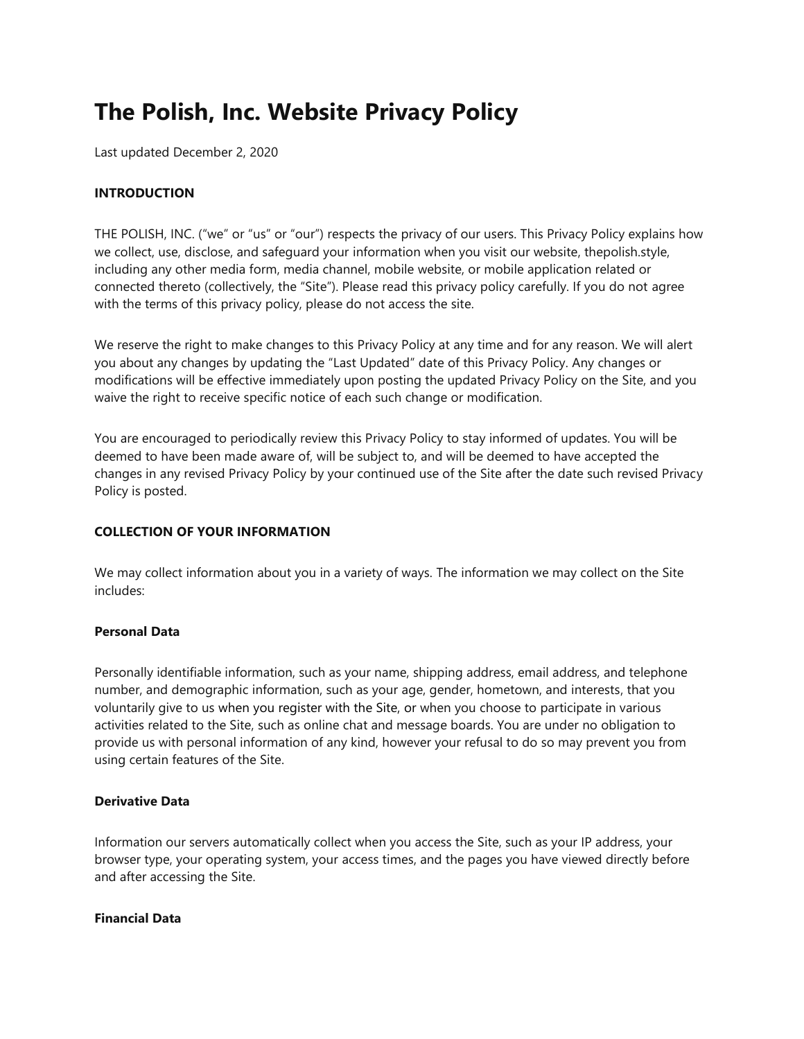# The Polish, Inc. Website Privacy Policy

Last updated December 2, 2020

**INTRODUCTION**

THE POLISH, INC. ("we" or "us" or "our") respects the privacy of our users. This Privacy Policy explains how we collect, use, disclose, and safeguard your information when you visit our website, thepolish.style, including any other media form, media channel, mobile website, or mobile application related or connected thereto (collectively, the "Site"). Please read this privacy policy carefully. If you do not agree with the terms of this privacy policy, please do not access the site.

We reserve the right to make changes to this Privacy Policy at any time and for any reason. We will alert you about any changes by updating the "Last Updated" date of this Privacy Policy. Any changes or modifications will be effective immediately upon posting the updated Privacy Policy on the Site, and you waive the right to receive specific notice of each such change or modification.

You are encouraged to periodically review this Privacy Policy to stay informed of updates. You will be deemed to have been made aware of, will be subject to, and will be deemed to have accepted the changes in any revised Privacy Policy by your continued use of the Site after the date such revised Privacy Policy is posted.

**COLLECTION OF YOUR INFORMATION**

We may collect information about you in a variety of ways. The information we may collect on the Site includes:

**Personal Data**

Personally identifiable information, such as your name, shipping address, email address, and telephone number, and demographic information, such as your age, gender, hometown, and interests, that you voluntarily give to us when you register with the Site, or when you choose to participate in various activities related to the Site, such as online chat and message boards. You are under no obligation to provide us with personal information of any kind, however your refusal to do so may prevent you from using certain features of the Site.

**Derivative Data**

Information our servers automatically collect when you access the Site, such as your IP address, your browser type, your operating system, your access times, and the pages you have viewed directly before and after accessing the Site.

**Financial Data**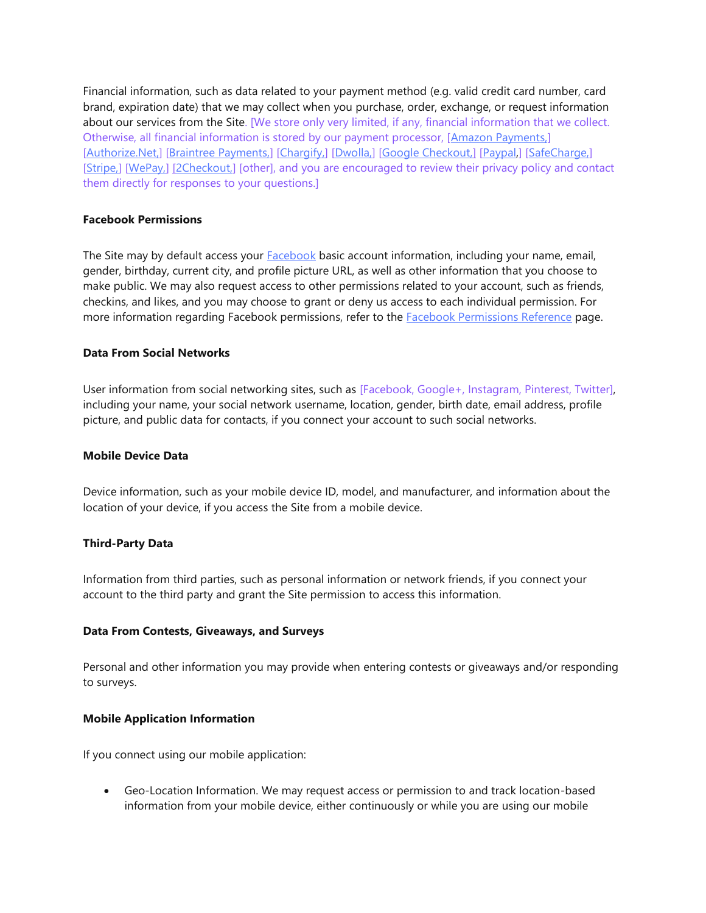Financial information, such as data related to your payment method (e.g. valid credit card number, card brand, expiration date) that we may collect when you purchase, order, exchange, or request information about our services from the Site. [We store only very limited, if any, financial information that we collect. Otherwise, all financial information is stored by our payment processor, [Amazon Payments,] [Authorize.Net,] [Braintree Payments,] [Chargify,] [Dwolla,] [Google Checkout,] [Paypal,] [SafeCharge,] [Stripe,] [WePay,] [2Checkout,] [other], and you are encouraged to review their privacy policy and contact them directly for responses to your questions.]

**Facebook Permissions**

The Site may by default access your Facebook basic account information, including your name, email, gender, birthday, current city, and profile picture URL, as well as other information that you choose to make public. We may also request access to other permissions related to your account, such as friends, checkins, and likes, and you may choose to grant or deny us access to each individual permission. For more information regarding Facebook permissions, refer to the Facebook Permissions Reference page.

**Data From Social Networks**

User information from social networking sites, such as [Facebook, Google+, Instagram, Pinterest, Twitter], including your name, your social network username, location, gender, birth date, email address, profile picture, and public data for contacts, if you connect your account to such social networks.

**Mobile Device Data**

Device information, such as your mobile device ID, model, and manufacturer, and information about the location of your device, if you access the Site from a mobile device.

**Third-Party Data**

Information from third parties, such as personal information or network friends, if you connect your account to the third party and grant the Site permission to access this information.

**Data From Contests, Giveaways, and Surveys**

Personal and other information you may provide when entering contests or giveaways and/or responding to surveys.

**Mobile Application Information**

If you connect using our mobile application:

- Geo-Location Information. We may request access or permission to and track location-based information from your mobile device, either continuously or while you are using our mobile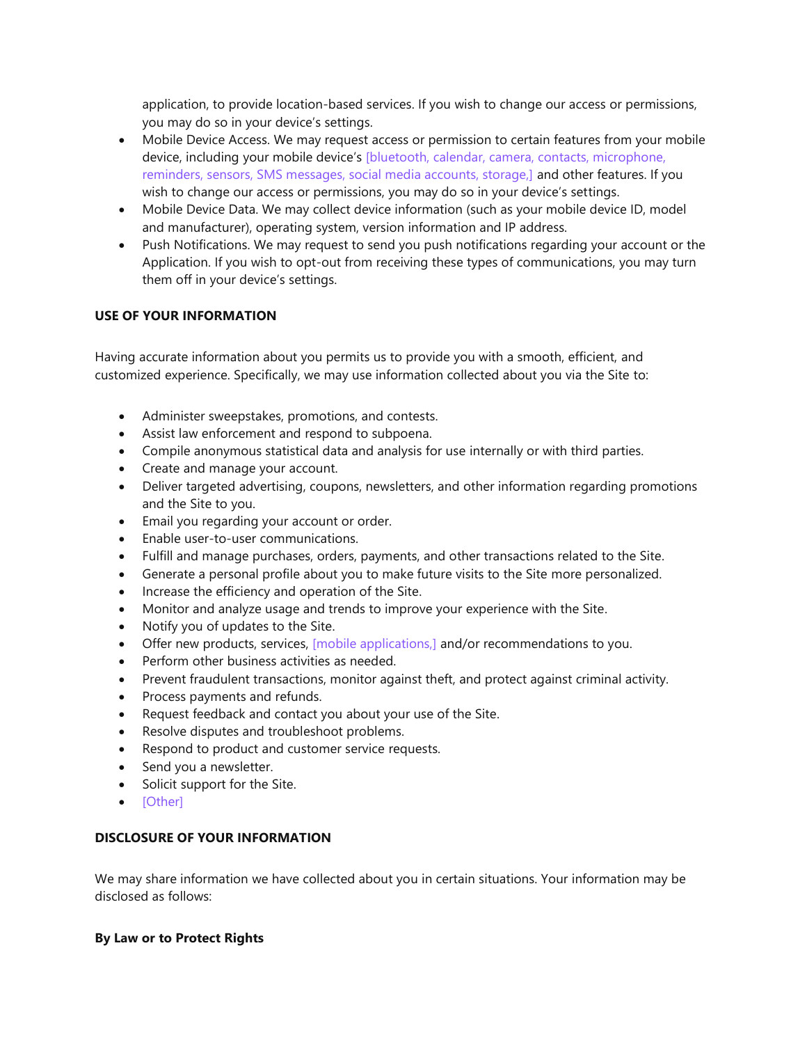application, to provide location-based services. If you wish to change our access or permissions, you may do so in your device's settings.

- Mobile Device Access. We may request access or permission to certain features from your mobile device, including your mobile device's [bluetooth, calendar, camera, contacts, microphone, reminders, sensors, SMS messages, social media accounts, storage,] and other features. If you wish to change our access or permissions, you may do so in your device's settings.
- Mobile Device Data. We may collect device information (such as your mobile device ID, model and manufacturer), operating system, version information and IP address.
- Push Notifications. We may request to send you push notifications regarding your account or the Application. If you wish to opt-out from receiving these types of communications, you may turn them off in your device's settings.

**USE OF YOUR INFORMATION**

Having accurate information about you permits us to provide you with a smooth, efficient, and customized experience. Specifically, we may use information collected about you via the Site to:

- Administer sweepstakes, promotions, and contests.
- Assist law enforcement and respond to subpoena.
- Compile anonymous statistical data and analysis for use internally or with third parties.
- Create and manage your account.
- Deliver targeted advertising, coupons, newsletters, and other information regarding promotions and the Site to you.
- Email you regarding your account or order.
- Enable user-to-user communications.
- Fulfill and manage purchases, orders, payments, and other transactions related to the Site.
- Generate a personal profile about you to make future visits to the Site more personalized.
- Increase the efficiency and operation of the Site.
- Monitor and analyze usage and trends to improve your experience with the Site.
- Notify you of updates to the Site.
- Offer new products, services, [mobile applications,] and/or recommendations to you.
- Perform other business activities as needed.
- Prevent fraudulent transactions, monitor against theft, and protect against criminal activity.
- Process payments and refunds.
- Request feedback and contact you about your use of the Site.
- Resolve disputes and troubleshoot problems.
- Respond to product and customer service requests.
- Send you a newsletter.
- Solicit support for the Site.
- [Other]

**DISCLOSURE OF YOUR INFORMATION**

We may share information we have collected about you in certain situations. Your information may be disclosed as follows:

**By Law or to Protect Rights**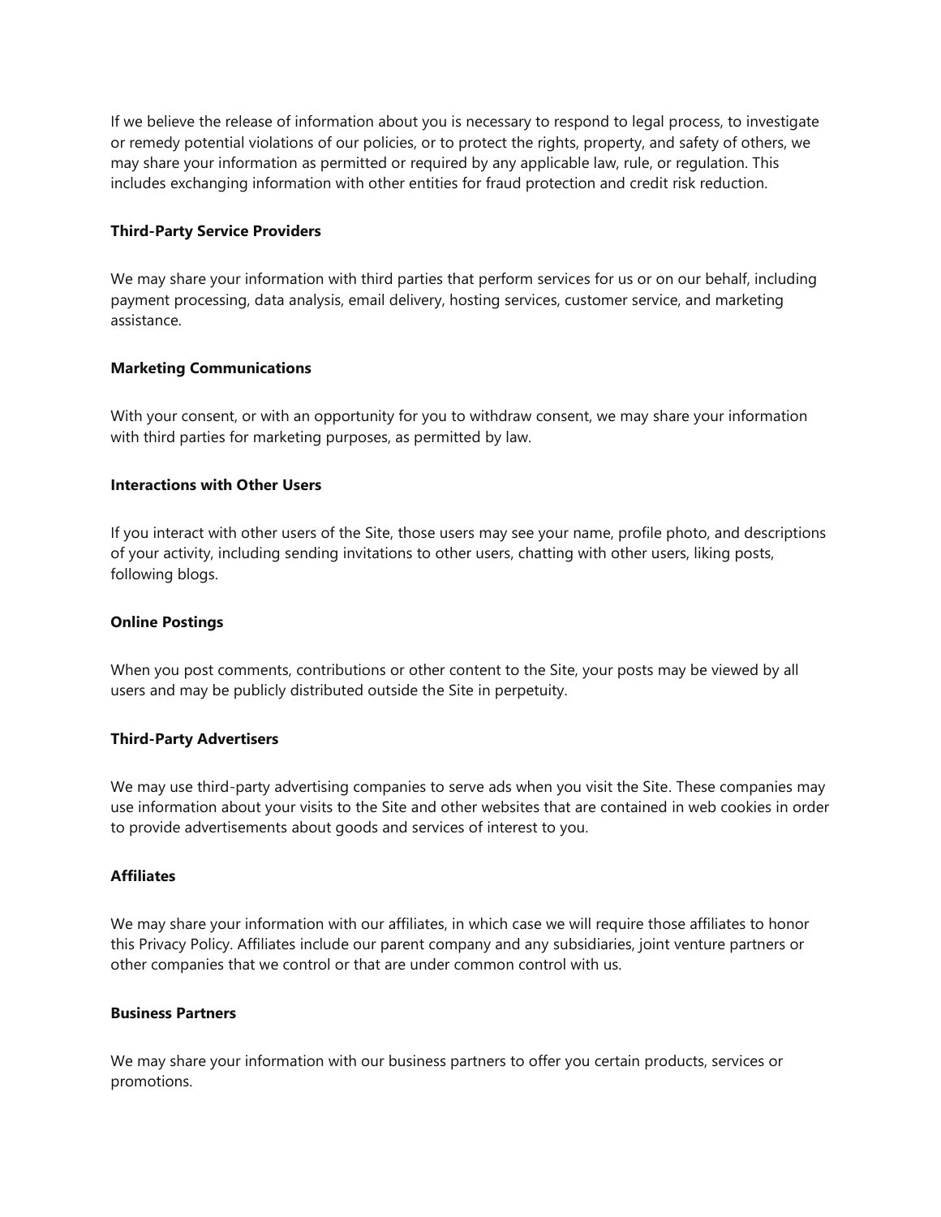If we believe the release of information about you is necessary to respond to legal process, to investigate or remedy potential violations of our policies, or to protect the rights, property, and safety of others, we may share your information as permitted or required by any applicable law, rule, or regulation. This includes exchanging information with other entities for fraud protection and credit risk reduction.

**Third-Party Service Providers**

We may share your information with third parties that perform services for us or on our behalf, including payment processing, data analysis, email delivery, hosting services, customer service, and marketing assistance.

**Marketing Communications**

With your consent, or with an opportunity for you to withdraw consent, we may share your information with third parties for marketing purposes, as permitted by law.

**Interactions with Other Users**

If you interact with other users of the Site, those users may see your name, profile photo, and descriptions of your activity, including sending invitations to other users, chatting with other users, liking posts, following blogs.

**Online Postings**

When you post comments, contributions or other content to the Site, your posts may be viewed by all users and may be publicly distributed outside the Site in perpetuity.

**Third-Party Advertisers**

We may use third-party advertising companies to serve ads when you visit the Site. These companies may use information about your visits to the Site and other websites that are contained in web cookies in order to provide advertisements about goods and services of interest to you.

**Affiliates**

We may share your information with our affiliates, in which case we will require those affiliates to honor this Privacy Policy. Affiliates include our parent company and any subsidiaries, joint venture partners or other companies that we control or that are under common control with us.

**Business Partners**

We may share your information with our business partners to offer you certain products, services or promotions.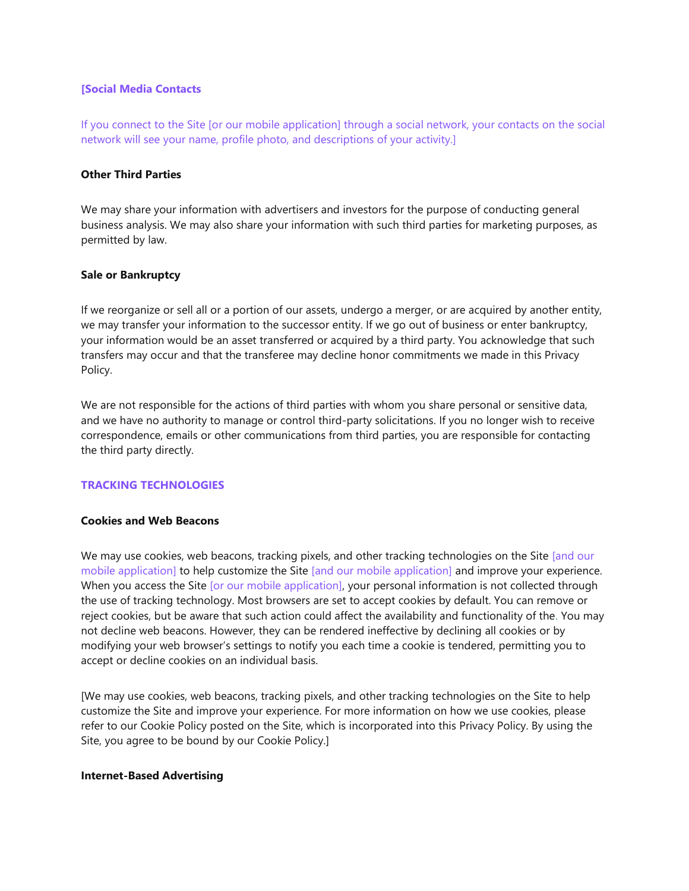**[Social Media Contacts**

If you connect to the Site [or our mobile application] through a social network, your contacts on the social network will see your name, profile photo, and descriptions of your activity.]

**Other Third Parties**

We may share your information with advertisers and investors for the purpose of conducting general business analysis. We may also share your information with such third parties for marketing purposes, as permitted by law.

**Sale or Bankruptcy**

If we reorganize or sell all or a portion of our assets, undergo a merger, or are acquired by another entity, we may transfer your information to the successor entity. If we go out of business or enter bankruptcy, your information would be an asset transferred or acquired by a third party. You acknowledge that such transfers may occur and that the transferee may decline honor commitments we made in this Privacy Policy.

We are not responsible for the actions of third parties with whom you share personal or sensitive data, and we have no authority to manage or control third-party solicitations. If you no longer wish to receive correspondence, emails or other communications from third parties, you are responsible for contacting the third party directly.

## TRACKING TECHNOLOGIES

**Cookies and Web Beacons**

We may use cookies, web beacons, tracking pixels, and other tracking technologies on the Site [and our mobile application] to help customize the Site [and our mobile application] and improve your experience. When you access the Site [or our mobile application], your personal information is not collected through the use of tracking technology. Most browsers are set to accept cookies by default. You can remove or reject cookies, but be aware that such action could affect the availability and functionality of the. You may not decline web beacons. However, they can be rendered ineffective by declining all cookies or by modifying your web browser's settings to notify you each time a cookie is tendered, permitting you to accept or decline cookies on an individual basis.

[We may use cookies, web beacons, tracking pixels, and other tracking technologies on the Site to help customize the Site and improve your experience. For more information on how we use cookies, please refer to our Cookie Policy posted on the Site, which is incorporated into this Privacy Policy. By using the Site, you agree to be bound by our Cookie Policy.]

**Internet-Based Advertising**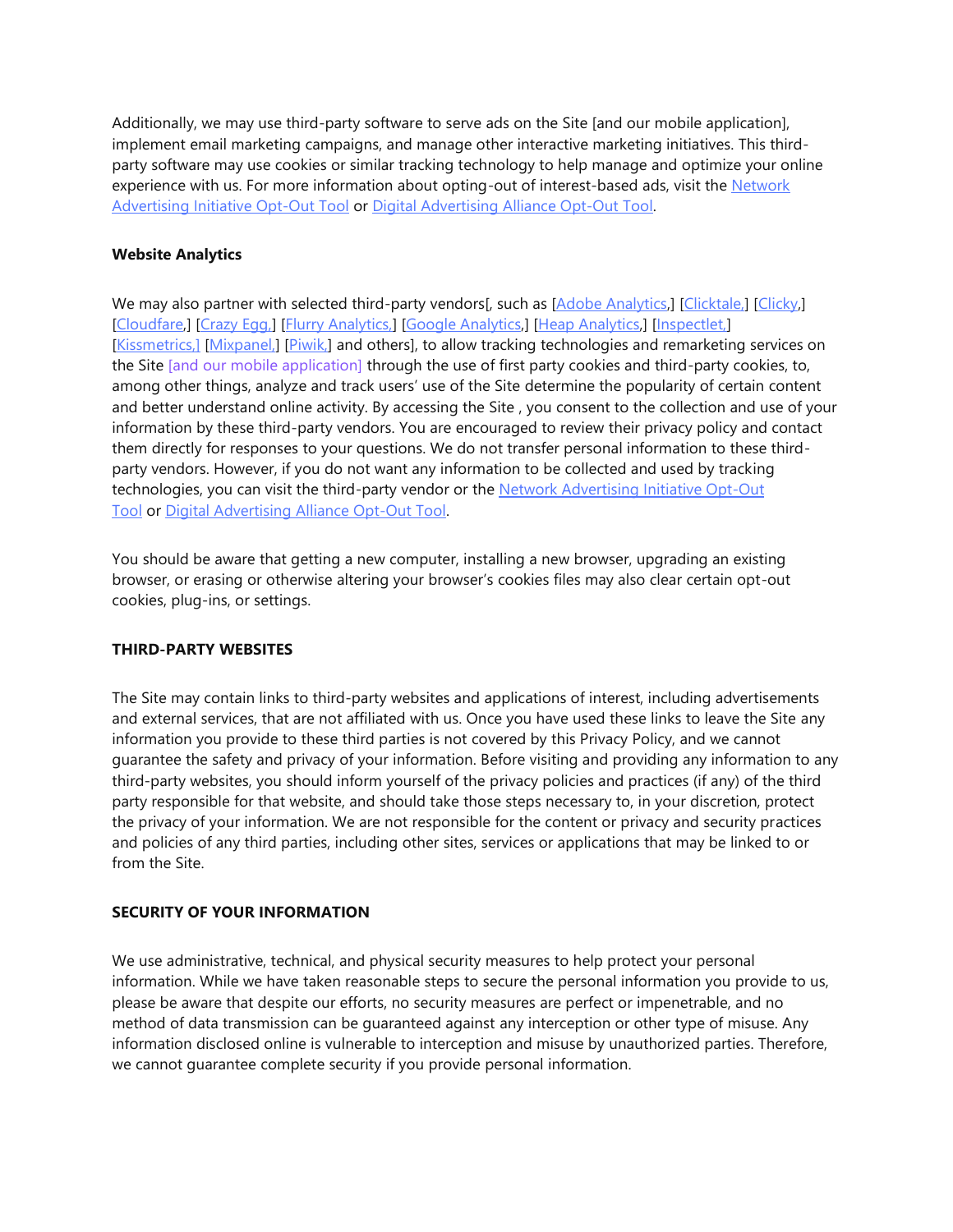Additionally, we may use third-party software to serve ads on the Site [and our mobile application], implement email marketing campaigns, and manage other interactive marketing initiatives. This third-party software may use cookies or similar tracking technology to help manage and optimize your online experience with us. For more information about opting-out of interest-based ads, visit the Network Advertising Initiative Opt-Out Tool or Digital Advertising Alliance Opt-Out Tool.

**Website Analytics**

We may also partner with selected third-party vendors[, such as [Adobe Analytics,] [Clicktale,] [Clicky,] [Cloudfare,] [Crazy Egg,] [Flurry Analytics,] [Google Analytics,] [Heap Analytics,] [Inspectlet,] [Kissmetrics,] [Mixpanel,] [Piwik,] and others], to allow tracking technologies and remarketing services on the Site [and our mobile application] through the use of first party cookies and third-party cookies, to, among other things, analyze and track users' use of the Site determine the popularity of certain content and better understand online activity. By accessing the Site , you consent to the collection and use of your information by these third-party vendors. You are encouraged to review their privacy policy and contact them directly for responses to your questions. We do not transfer personal information to these third-party vendors. However, if you do not want any information to be collected and used by tracking technologies, you can visit the third-party vendor or the Network Advertising Initiative Opt-Out Tool or Digital Advertising Alliance Opt-Out Tool.

You should be aware that getting a new computer, installing a new browser, upgrading an existing browser, or erasing or otherwise altering your browser's cookies files may also clear certain opt-out cookies, plug-ins, or settings.

**THIRD-PARTY WEBSITES**

The Site may contain links to third-party websites and applications of interest, including advertisements and external services, that are not affiliated with us. Once you have used these links to leave the Site any information you provide to these third parties is not covered by this Privacy Policy, and we cannot guarantee the safety and privacy of your information. Before visiting and providing any information to any third-party websites, you should inform yourself of the privacy policies and practices (if any) of the third party responsible for that website, and should take those steps necessary to, in your discretion, protect the privacy of your information. We are not responsible for the content or privacy and security practices and policies of any third parties, including other sites, services or applications that may be linked to or from the Site.

**SECURITY OF YOUR INFORMATION**

We use administrative, technical, and physical security measures to help protect your personal information. While we have taken reasonable steps to secure the personal information you provide to us, please be aware that despite our efforts, no security measures are perfect or impenetrable, and no method of data transmission can be guaranteed against any interception or other type of misuse. Any information disclosed online is vulnerable to interception and misuse by unauthorized parties. Therefore, we cannot guarantee complete security if you provide personal information.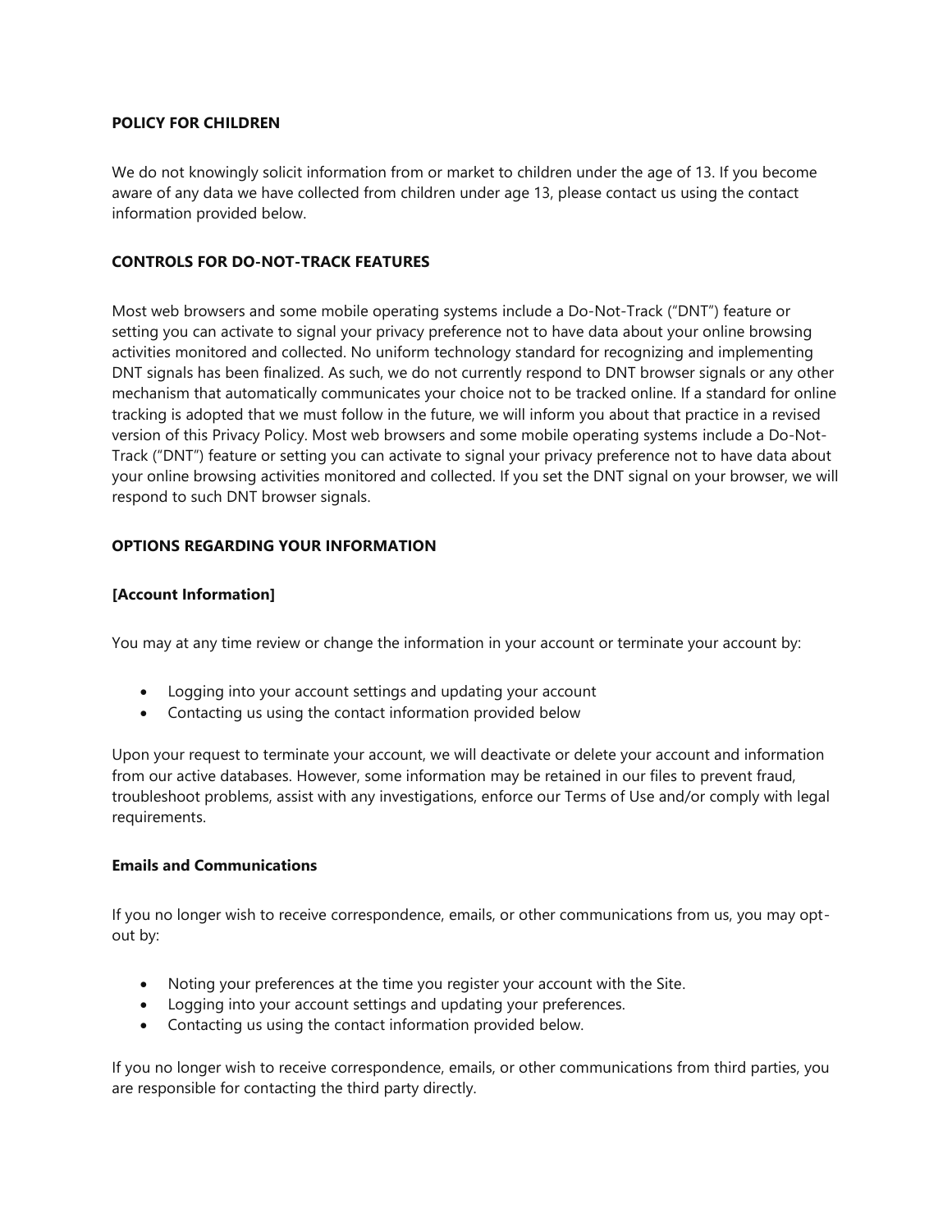**POLICY FOR CHILDREN**

We do not knowingly solicit information from or market to children under the age of 13. If you become aware of any data we have collected from children under age 13, please contact us using the contact information provided below.

**CONTROLS FOR DO-NOT-TRACK FEATURES**

Most web browsers and some mobile operating systems include a Do-Not-Track ("DNT") feature or setting you can activate to signal your privacy preference not to have data about your online browsing activities monitored and collected. No uniform technology standard for recognizing and implementing DNT signals has been finalized. As such, we do not currently respond to DNT browser signals or any other mechanism that automatically communicates your choice not to be tracked online. If a standard for online tracking is adopted that we must follow in the future, we will inform you about that practice in a revised version of this Privacy Policy. Most web browsers and some mobile operating systems include a Do-Not-Track ("DNT") feature or setting you can activate to signal your privacy preference not to have data about your online browsing activities monitored and collected. If you set the DNT signal on your browser, we will respond to such DNT browser signals.

**OPTIONS REGARDING YOUR INFORMATION**

**[Account Information]**

You may at any time review or change the information in your account or terminate your account by:

- Logging into your account settings and updating your account
- Contacting us using the contact information provided below

Upon your request to terminate your account, we will deactivate or delete your account and information from our active databases. However, some information may be retained in our files to prevent fraud, troubleshoot problems, assist with any investigations, enforce our Terms of Use and/or comply with legal requirements.

**Emails and Communications**

If you no longer wish to receive correspondence, emails, or other communications from us, you may opt-out by:

- Noting your preferences at the time you register your account with the Site.
- Logging into your account settings and updating your preferences.
- Contacting us using the contact information provided below.

If you no longer wish to receive correspondence, emails, or other communications from third parties, you are responsible for contacting the third party directly.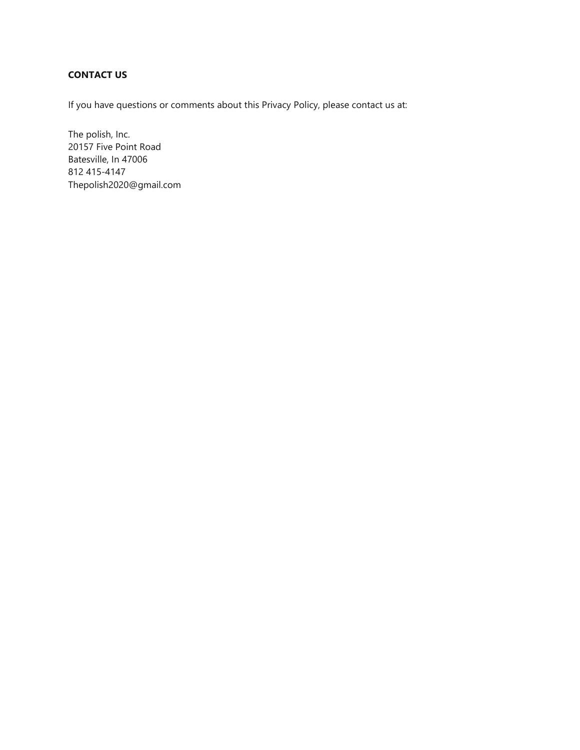**CONTACT US**

If you have questions or comments about this Privacy Policy, please contact us at:

The polish, Inc.
20157 Five Point Road
Batesville, In 47006
812 415-4147
Thepolish2020@gmail.com